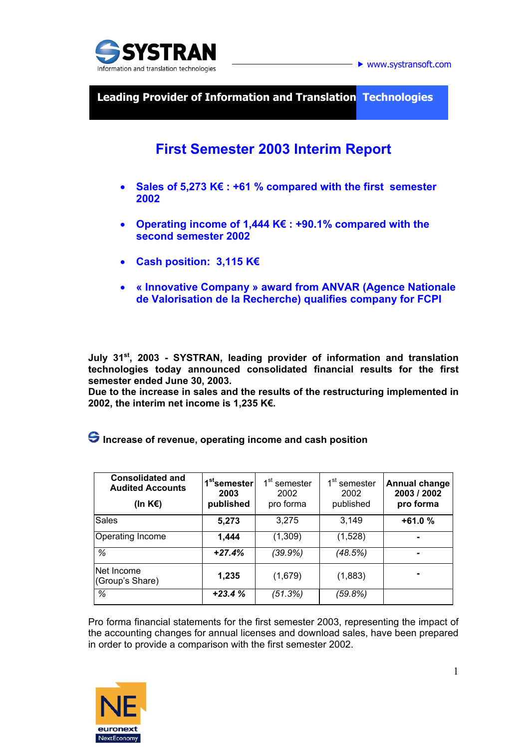SYSTRAN

Information and translation technologies

www.systransoft.com

**Leading Provider of Information and Translation Technologies**

# First Semester 2003 Interim Report

- **Sales of 5,273 K€ : +61 % compared with the first semester 2002**
- **Operating income of 1,444 K€ : +90.1% compared with the second semester 2002**
- **Cash position: 3,115 K€**
- **« Innovative Company » award from ANVAR (Agence Nationale de Valorisation de la Recherche) qualifies company for FCPI**

**July 31st, 2003 - SYSTRAN, leading provider of information and translation technologies today announced consolidated financial results for the first semester ended June 30, 2003.**
**Due to the increase in sales and the results of the restructuring implemented in 2002, the interim net income is 1,235 K€.**

## Increase of revenue, operating income and cash position

| **Consolidated and Audited Accounts (In K€)** | **1st semester 2003 published** | 1st semester 2002 pro forma | 1st semester 2002 published | **Annual change 2003 / 2002 pro forma** |
|---|---|---|---|---|
| Sales | **5,273** | 3,275 | 3,149 | **+61.0 %** |
| Operating Income | **1,444** | (1,309) | (1,528) | **-** |
| % | ***+27.4%*** | *(39.9%)* | *(48.5%)* | **-** |
| Net Income (Group's Share) | **1,235** | (1,679) | (1,883) | **-** |
| % | ***+23.4 %*** | *(51.3%)* | *(59.8%)* | |

Pro forma financial statements for the first semester 2003, representing the impact of the accounting changes for annual licenses and download sales, have been prepared in order to provide a comparison with the first semester 2002.

NE euronext NextEconomy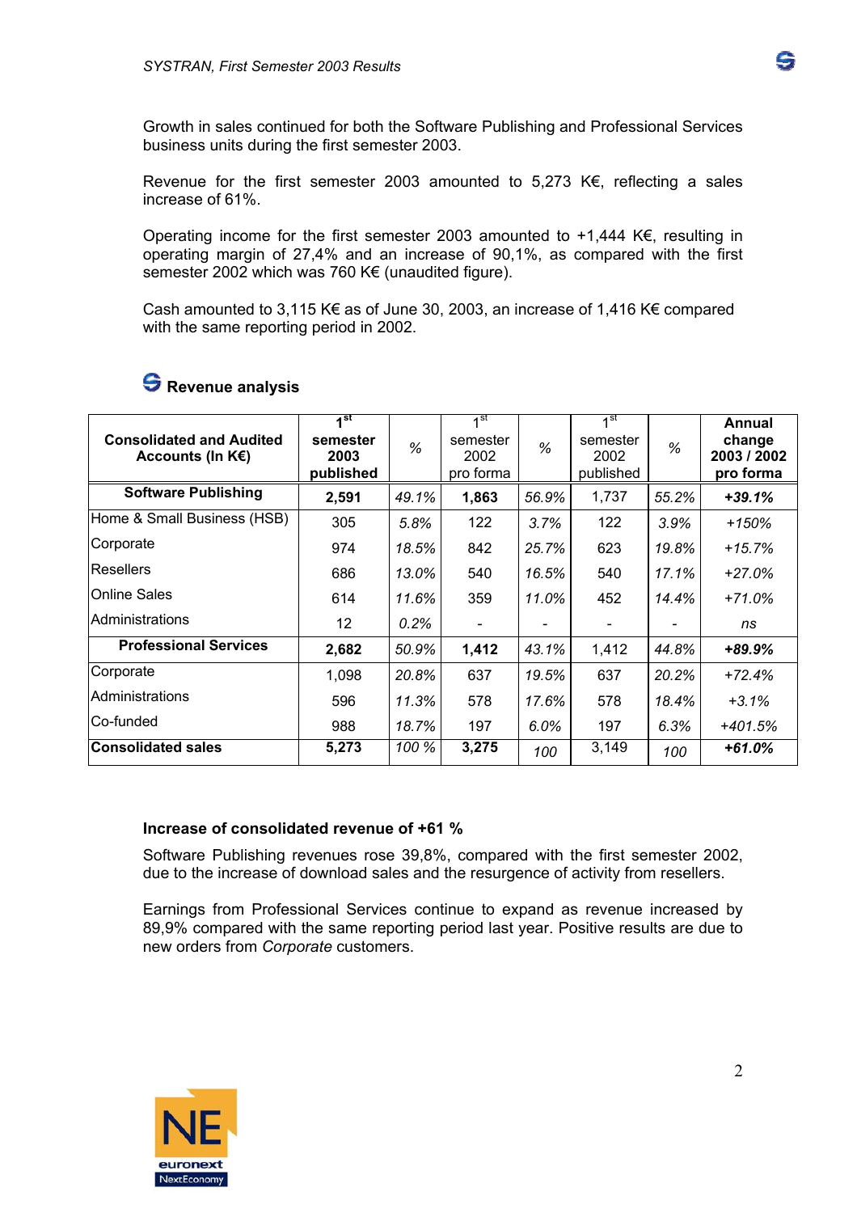Growth in sales continued for both the Software Publishing and Professional Services business units during the first semester 2003.

Revenue for the first semester 2003 amounted to 5,273 K€, reflecting a sales increase of 61%.

Operating income for the first semester 2003 amounted to +1,444 K€, resulting in operating margin of 27,4% and an increase of 90,1%, as compared with the first semester 2002 which was 760 K€ (unaudited figure).

Cash amounted to 3,115 K€ as of June 30, 2003, an increase of 1,416 K€ compared with the same reporting period in 2002.

## Revenue analysis

| **Consolidated and Audited Accounts (In K€)** | **1st semester 2003 published** | *%* | 1st semester 2002 pro forma | *%* | 1st semester 2002 published | *%* | **Annual change 2003 / 2002 pro forma** |
|---|---|---|---|---|---|---|---|
| **Software Publishing** | **2,591** | *49.1%* | **1,863** | *56.9%* | 1,737 | *55.2%* | ***+39.1%*** |
| Home & Small Business (HSB) | 305 | *5.8%* | 122 | *3.7%* | 122 | *3.9%* | *+150%* |
| Corporate | 974 | *18.5%* | 842 | *25.7%* | 623 | *19.8%* | *+15.7%* |
| Resellers | 686 | *13.0%* | 540 | *16.5%* | 540 | *17.1%* | *+27.0%* |
| Online Sales | 614 | *11.6%* | 359 | *11.0%* | 452 | *14.4%* | *+71.0%* |
| Administrations | 12 | *0.2%* | - | - | - | - | *ns* |
| **Professional Services** | **2,682** | *50.9%* | **1,412** | *43.1%* | 1,412 | *44.8%* | ***+89.9%*** |
| Corporate | 1,098 | *20.8%* | 637 | *19.5%* | 637 | *20.2%* | *+72.4%* |
| Administrations | 596 | *11.3%* | 578 | *17.6%* | 578 | *18.4%* | *+3.1%* |
| Co-funded | 988 | *18.7%* | 197 | *6.0%* | 197 | *6.3%* | *+401.5%* |
| **Consolidated sales** | **5,273** | *100 %* | **3,275** | *100* | 3,149 | *100* | ***+61.0%*** |

### Increase of consolidated revenue of +61 %

Software Publishing revenues rose 39,8%, compared with the first semester 2002, due to the increase of download sales and the resurgence of activity from resellers.

Earnings from Professional Services continue to expand as revenue increased by 89,9% compared with the same reporting period last year. Positive results are due to new orders from *Corporate* customers.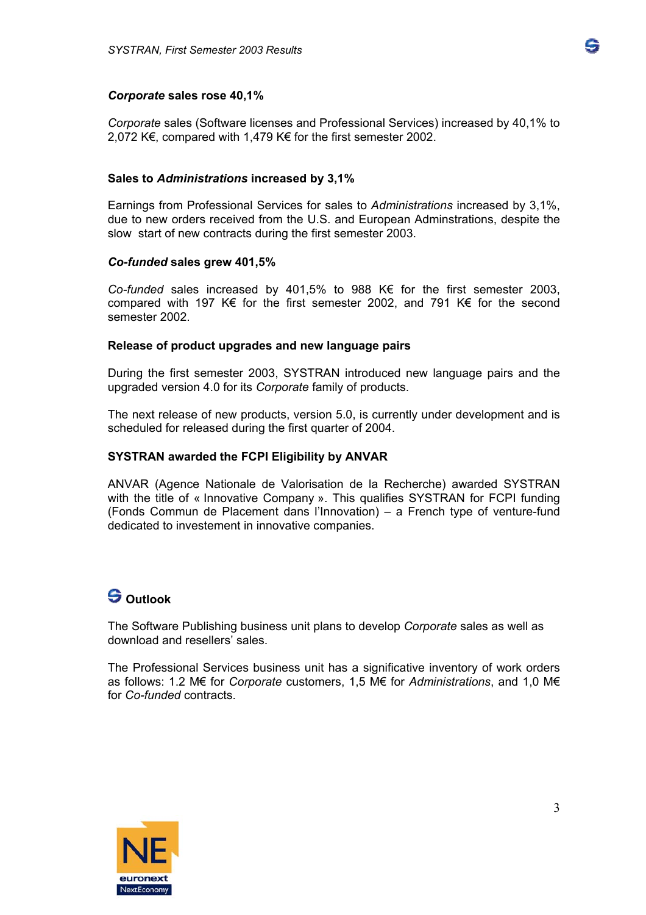### *Corporate* sales rose 40,1%

*Corporate* sales (Software licenses and Professional Services) increased by 40,1% to 2,072 K€, compared with 1,479 K€ for the first semester 2002.

### Sales to *Administrations* increased by 3,1%

Earnings from Professional Services for sales to *Administrations* increased by 3,1%, due to new orders received from the U.S. and European Adminstrations, despite the slow start of new contracts during the first semester 2003.

### *Co-funded* sales grew 401,5%

*Co-funded* sales increased by 401,5% to 988 K€ for the first semester 2003, compared with 197 K€ for the first semester 2002, and 791 K€ for the second semester 2002.

### Release of product upgrades and new language pairs

During the first semester 2003, SYSTRAN introduced new language pairs and the upgraded version 4.0 for its *Corporate* family of products.

The next release of new products, version 5.0, is currently under development and is scheduled for released during the first quarter of 2004.

### SYSTRAN awarded the FCPI Eligibility by ANVAR

ANVAR (Agence Nationale de Valorisation de la Recherche) awarded SYSTRAN with the title of « Innovative Company ». This qualifies SYSTRAN for FCPI funding (Fonds Commun de Placement dans l'Innovation) – a French type of venture-fund dedicated to investement in innovative companies.

## Outlook

The Software Publishing business unit plans to develop *Corporate* sales as well as download and resellers' sales.

The Professional Services business unit has a significative inventory of work orders as follows: 1.2 M€ for *Corporate* customers, 1,5 M€ for *Administrations*, and 1,0 M€ for *Co-funded* contracts.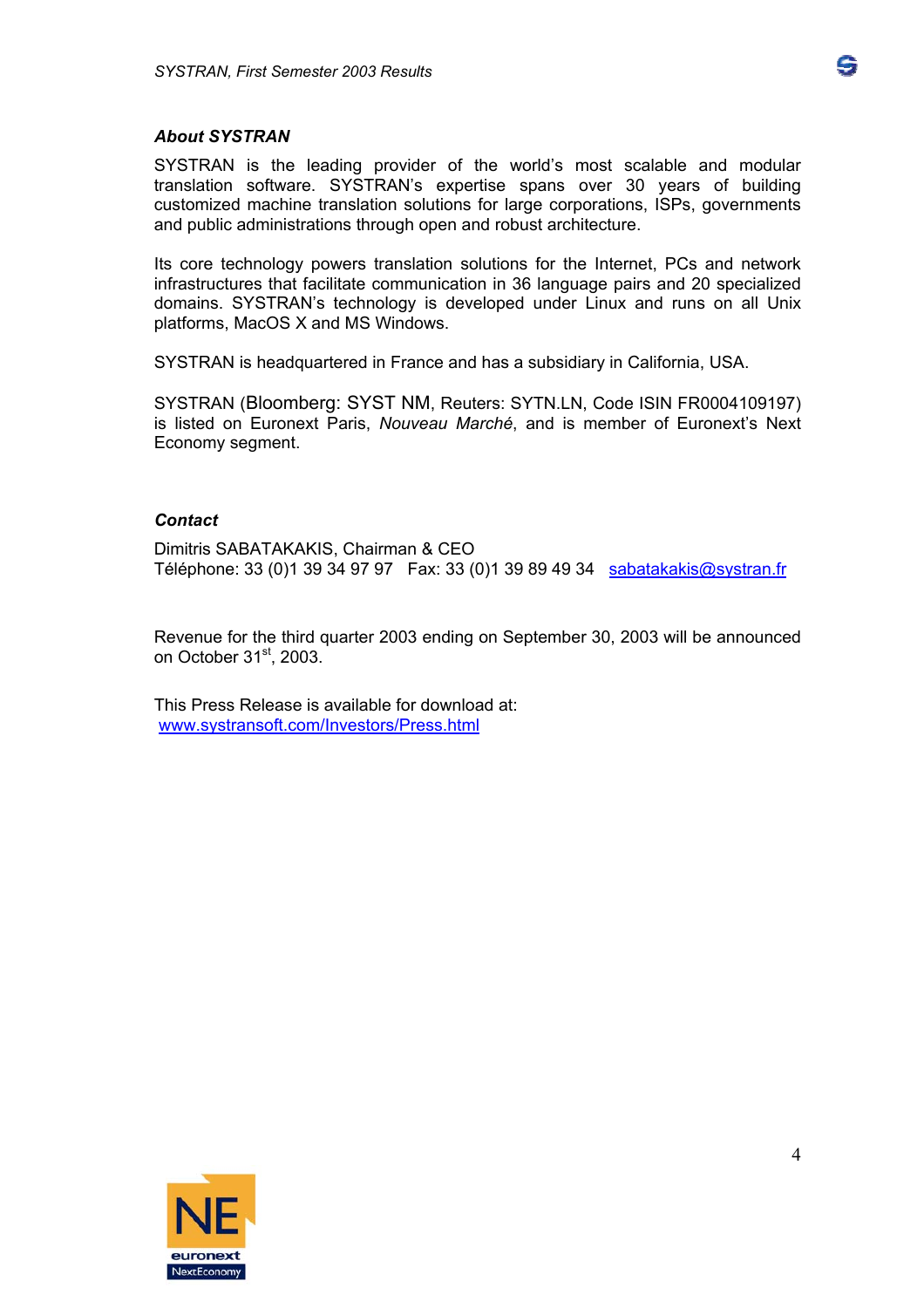### *About SYSTRAN*

SYSTRAN is the leading provider of the world's most scalable and modular translation software. SYSTRAN's expertise spans over 30 years of building customized machine translation solutions for large corporations, ISPs, governments and public administrations through open and robust architecture.

Its core technology powers translation solutions for the Internet, PCs and network infrastructures that facilitate communication in 36 language pairs and 20 specialized domains. SYSTRAN's technology is developed under Linux and runs on all Unix platforms, MacOS X and MS Windows.

SYSTRAN is headquartered in France and has a subsidiary in California, USA.

SYSTRAN (Bloomberg: SYST NM, Reuters: SYTN.LN, Code ISIN FR0004109197) is listed on Euronext Paris, *Nouveau Marché*, and is member of Euronext's Next Economy segment.

### *Contact*

Dimitris SABATAKAKIS, Chairman & CEO
Téléphone: 33 (0)1 39 34 97 97 Fax: 33 (0)1 39 89 49 34 sabatakakis@systran.fr

Revenue for the third quarter 2003 ending on September 30, 2003 will be announced on October 31st, 2003.

This Press Release is available for download at:
www.systransoft.com/Investors/Press.html

NE
euronext
NextEconomy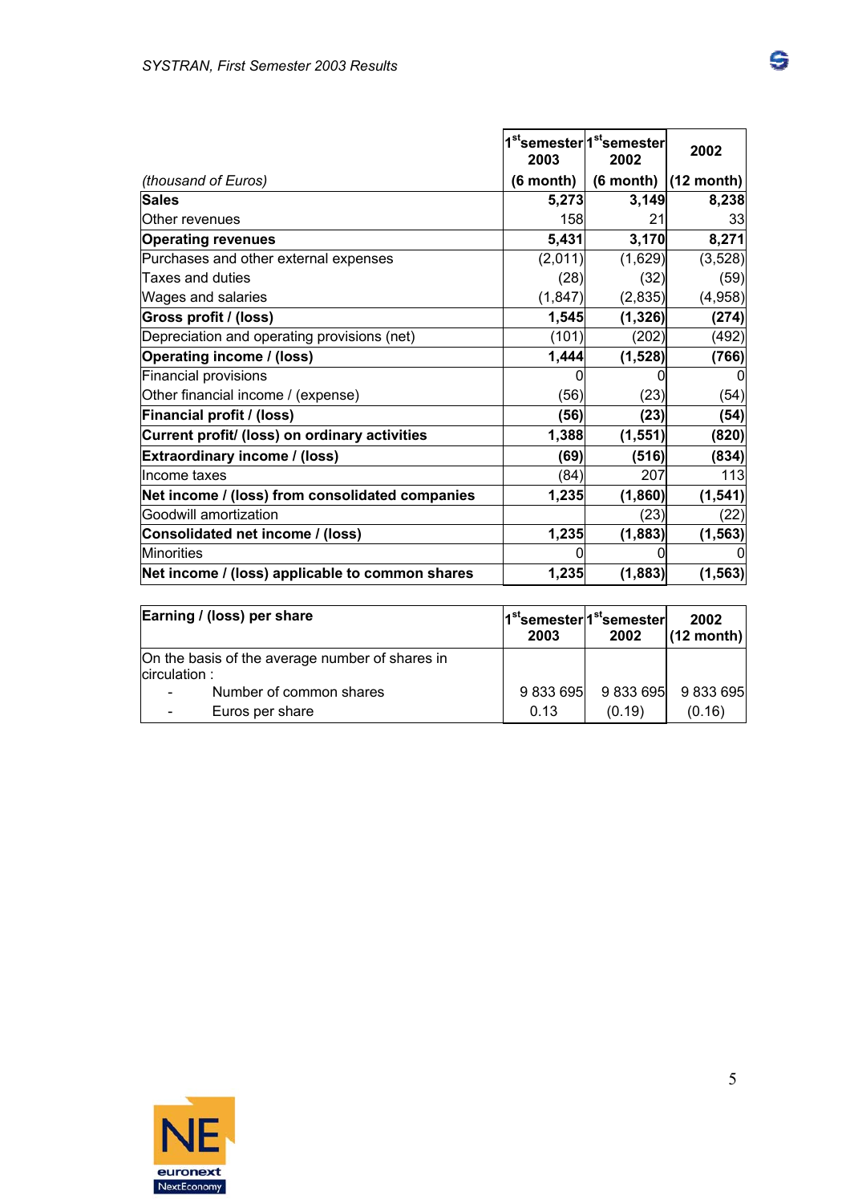| (thousand of Euros) | 1[st]semester 2003 (6 month) | 1[st]semester 2002 (6 month) | 2002 (12 month) |
|---|---|---|---|
| **Sales** | **5,273** | **3,149** | **8,238** |
| Other revenues | 158 | 21 | 33 |
| **Operating revenues** | **5,431** | **3,170** | **8,271** |
| Purchases and other external expenses | (2,011) | (1,629) | (3,528) |
| Taxes and duties | (28) | (32) | (59) |
| Wages and salaries | (1,847) | (2,835) | (4,958) |
| **Gross profit / (loss)** | **1,545** | **(1,326)** | **(274)** |
| Depreciation and operating provisions (net) | (101) | (202) | (492) |
| **Operating income / (loss)** | **1,444** | **(1,528)** | **(766)** |
| Financial provisions | 0 | 0 | 0 |
| Other financial income / (expense) | (56) | (23) | (54) |
| **Financial profit / (loss)** | **(56)** | **(23)** | **(54)** |
| **Current profit/ (loss) on ordinary activities** | **1,388** | **(1,551)** | **(820)** |
| **Extraordinary income / (loss)** | **(69)** | **(516)** | **(834)** |
| Income taxes | (84) | 207 | 113 |
| **Net income / (loss) from consolidated companies** | **1,235** | **(1,860)** | **(1,541)** |
| Goodwill amortization | | (23) | (22) |
| **Consolidated net income / (loss)** | **1,235** | **(1,883)** | **(1,563)** |
| Minorities | 0 | 0 | 0 |
| **Net income / (loss) applicable to common shares** | **1,235** | **(1,883)** | **(1,563)** |

| **Earning / (loss) per share** | 1[st]semester 2003 | 1[st]semester 2002 | 2002 (12 month) |
|---|---|---|---|
| On the basis of the average number of shares in circulation : | | | |
| - Number of common shares | 9 833 695 | 9 833 695 | 9 833 695 |
| - Euros per share | 0.13 | (0.19) | (0.16) |